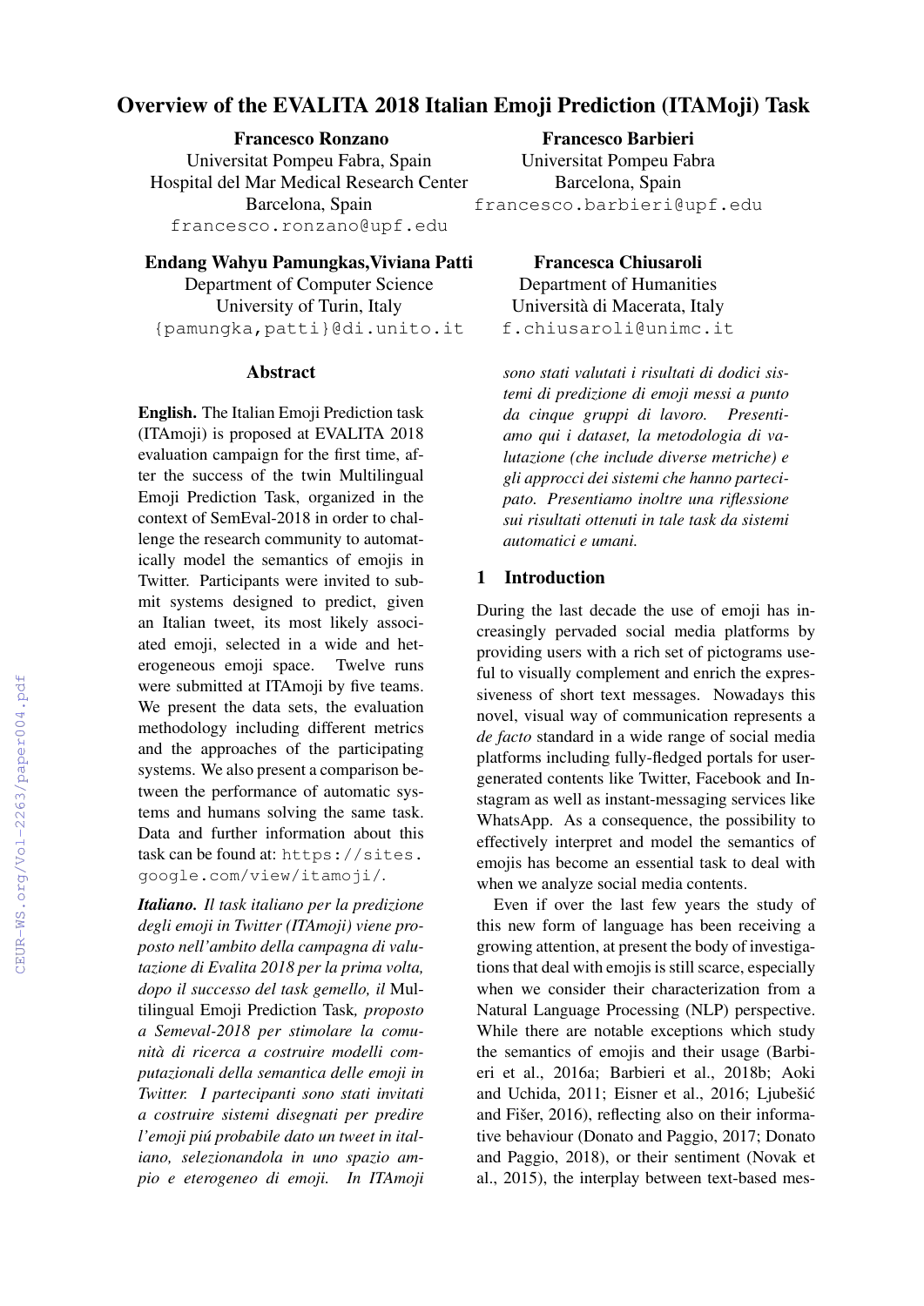# Overview of the EVALITA 2018 Italian Emoji Prediction (ITAMoji) Task

**Francesco Ronzano**
Universitat Pompeu Fabra, Spain
Hospital del Mar Medical Research Center
Barcelona, Spain
francesco.ronzano@upf.edu

**Francesco Barbieri**
Universitat Pompeu Fabra
Barcelona, Spain
francesco.barbieri@upf.edu

**Endang Wahyu Pamungkas, Viviana Patti**
Department of Computer Science
University of Turin, Italy
{pamungka,patti}@di.unito.it

**Francesca Chiusaroli**
Department of Humanities
Università di Macerata, Italy
f.chiusaroli@unimc.it

## Abstract

**English.** The Italian Emoji Prediction task (ITAmoji) is proposed at EVALITA 2018 evaluation campaign for the first time, after the success of the twin Multilingual Emoji Prediction Task, organized in the context of SemEval-2018 in order to challenge the research community to automatically model the semantics of emojis in Twitter. Participants were invited to submit systems designed to predict, given an Italian tweet, its most likely associated emoji, selected in a wide and heterogeneous emoji space. Twelve runs were submitted at ITAmoji by five teams. We present the data sets, the evaluation methodology including different metrics and the approaches of the participating systems. We also present a comparison between the performance of automatic systems and humans solving the same task. Data and further information about this task can be found at: https://sites.google.com/view/itamoji/.

***Italiano.*** *Il task italiano per la predizione degli emoji in Twitter (ITAmoji) viene proposto nell'ambito della campagna di valutazione di Evalita 2018 per la prima volta, dopo il successo del task gemello, il* Multilingual Emoji Prediction Task*, proposto a Semeval-2018 per stimolare la comunità di ricerca a costruire modelli computazionali della semantica delle emoji in Twitter. I partecipanti sono stati invitati a costruire sistemi disegnati per predire l'emoji piú probabile dato un tweet in italiano, selezionandola in uno spazio ampio e eterogeneo di emoji. In ITAmoji sono stati valutati i risultati di dodici sistemi di predizione di emoji messi a punto da cinque gruppi di lavoro. Presentiamo qui i dataset, la metodologia di valutazione (che include diverse metriche) e gli approcci dei sistemi che hanno partecipato. Presentiamo inoltre una riflessione sui risultati ottenuti in tale task da sistemi automatici e umani.*

## 1 Introduction

During the last decade the use of emoji has increasingly pervaded social media platforms by providing users with a rich set of pictograms useful to visually complement and enrich the expressiveness of short text messages. Nowadays this novel, visual way of communication represents a *de facto* standard in a wide range of social media platforms including fully-fledged portals for user-generated contents like Twitter, Facebook and Instagram as well as instant-messaging services like WhatsApp. As a consequence, the possibility to effectively interpret and model the semantics of emojis has become an essential task to deal with when we analyze social media contents.

Even if over the last few years the study of this new form of language has been receiving a growing attention, at present the body of investigations that deal with emojis is still scarce, especially when we consider their characterization from a Natural Language Processing (NLP) perspective. While there are notable exceptions which study the semantics of emojis and their usage (Barbieri et al., 2016a; Barbieri et al., 2018b; Aoki and Uchida, 2011; Eisner et al., 2016; Ljubešić and Fišer, 2016), reflecting also on their informative behaviour (Donato and Paggio, 2017; Donato and Paggio, 2018), or their sentiment (Novak et al., 2015), the interplay between text-based mes-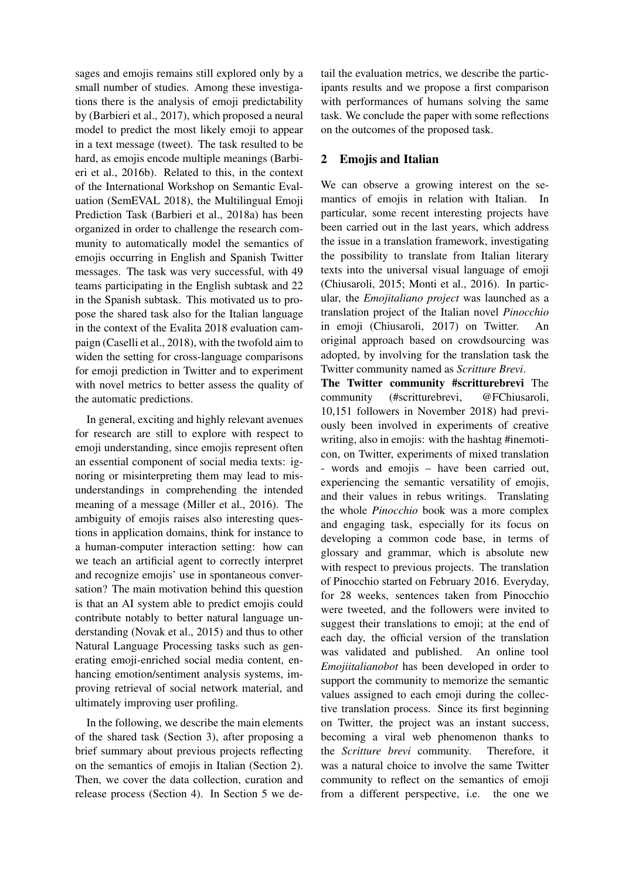sages and emojis remains still explored only by a small number of studies. Among these investigations there is the analysis of emoji predictability by (Barbieri et al., 2017), which proposed a neural model to predict the most likely emoji to appear in a text message (tweet). The task resulted to be hard, as emojis encode multiple meanings (Barbieri et al., 2016b). Related to this, in the context of the International Workshop on Semantic Evaluation (SemEVAL 2018), the Multilingual Emoji Prediction Task (Barbieri et al., 2018a) has been organized in order to challenge the research community to automatically model the semantics of emojis occurring in English and Spanish Twitter messages. The task was very successful, with 49 teams participating in the English subtask and 22 in the Spanish subtask. This motivated us to propose the shared task also for the Italian language in the context of the Evalita 2018 evaluation campaign (Caselli et al., 2018), with the twofold aim to widen the setting for cross-language comparisons for emoji prediction in Twitter and to experiment with novel metrics to better assess the quality of the automatic predictions.

In general, exciting and highly relevant avenues for research are still to explore with respect to emoji understanding, since emojis represent often an essential component of social media texts: ignoring or misinterpreting them may lead to misunderstandings in comprehending the intended meaning of a message (Miller et al., 2016). The ambiguity of emojis raises also interesting questions in application domains, think for instance to a human-computer interaction setting: how can we teach an artificial agent to correctly interpret and recognize emojis' use in spontaneous conversation? The main motivation behind this question is that an AI system able to predict emojis could contribute notably to better natural language understanding (Novak et al., 2015) and thus to other Natural Language Processing tasks such as generating emoji-enriched social media content, enhancing emotion/sentiment analysis systems, improving retrieval of social network material, and ultimately improving user profiling.

In the following, we describe the main elements of the shared task (Section 3), after proposing a brief summary about previous projects reflecting on the semantics of emojis in Italian (Section 2). Then, we cover the data collection, curation and release process (Section 4). In Section 5 we detail the evaluation metrics, we describe the participants results and we propose a first comparison with performances of humans solving the same task. We conclude the paper with some reflections on the outcomes of the proposed task.

## 2 Emojis and Italian

We can observe a growing interest on the semantics of emojis in relation with Italian. In particular, some recent interesting projects have been carried out in the last years, which address the issue in a translation framework, investigating the possibility to translate from Italian literary texts into the universal visual language of emoji (Chiusaroli, 2015; Monti et al., 2016). In particular, the *Emojitaliano project* was launched as a translation project of the Italian novel *Pinocchio* in emoji (Chiusaroli, 2017) on Twitter. An original approach based on crowdsourcing was adopted, by involving for the translation task the Twitter community named as *Scritture Brevi*.

**The Twitter community #scritturebrevi** The community (#scritturebrevi, @FChiusaroli, 10,151 followers in November 2018) had previously been involved in experiments of creative writing, also in emojis: with the hashtag #inemoticon, on Twitter, experiments of mixed translation - words and emojis – have been carried out, experiencing the semantic versatility of emojis, and their values in rebus writings. Translating the whole *Pinocchio* book was a more complex and engaging task, especially for its focus on developing a common code base, in terms of glossary and grammar, which is absolute new with respect to previous projects. The translation of Pinocchio started on February 2016. Everyday, for 28 weeks, sentences taken from Pinocchio were tweeted, and the followers were invited to suggest their translations to emoji; at the end of each day, the official version of the translation was validated and published. An online tool *Emojiitalianobot* has been developed in order to support the community to memorize the semantic values assigned to each emoji during the collective translation process. Since its first beginning on Twitter, the project was an instant success, becoming a viral web phenomenon thanks to the *Scritture brevi* community. Therefore, it was a natural choice to involve the same Twitter community to reflect on the semantics of emoji from a different perspective, i.e. the one we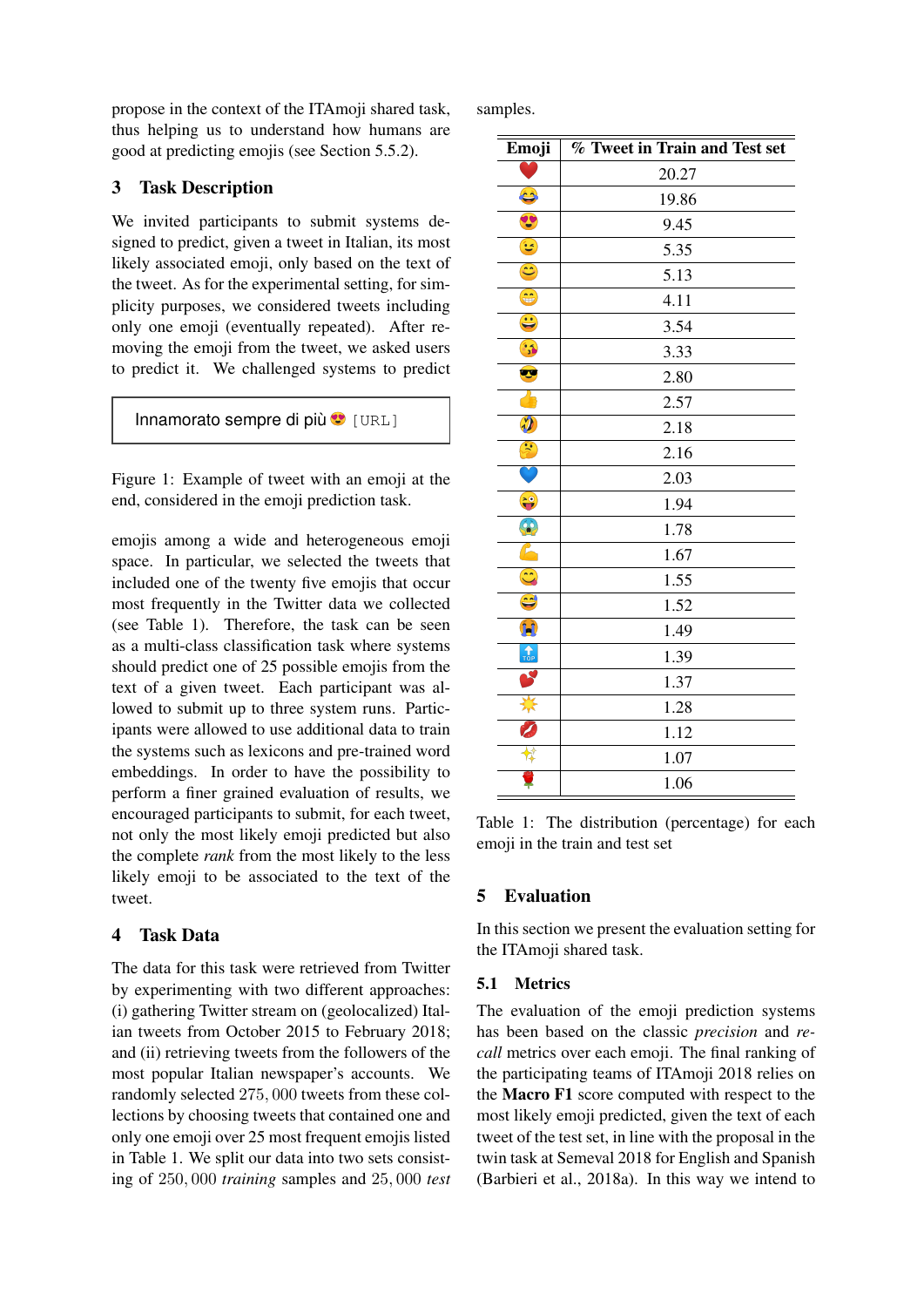propose in the context of the ITAmoji shared task, thus helping us to understand how humans are good at predicting emojis (see Section 5.5.2).

## 3 Task Description

We invited participants to submit systems designed to predict, given a tweet in Italian, its most likely associated emoji, only based on the text of the tweet. As for the experimental setting, for simplicity purposes, we considered tweets including only one emoji (eventually repeated). After removing the emoji from the tweet, we asked users to predict it. We challenged systems to predict

```
Innamorato sempre di più 😍 [URL]
```

Figure 1: Example of tweet with an emoji at the end, considered in the emoji prediction task.

emojis among a wide and heterogeneous emoji space. In particular, we selected the tweets that included one of the twenty five emojis that occur most frequently in the Twitter data we collected (see Table 1). Therefore, the task can be seen as a multi-class classification task where systems should predict one of 25 possible emojis from the text of a given tweet. Each participant was allowed to submit up to three system runs. Participants were allowed to use additional data to train the systems such as lexicons and pre-trained word embeddings. In order to have the possibility to perform a finer grained evaluation of results, we encouraged participants to submit, for each tweet, not only the most likely emoji predicted but also the complete *rank* from the most likely to the less likely emoji to be associated to the text of the tweet.

## 4 Task Data

The data for this task were retrieved from Twitter by experimenting with two different approaches: (i) gathering Twitter stream on (geolocalized) Italian tweets from October 2015 to February 2018; and (ii) retrieving tweets from the followers of the most popular Italian newspaper's accounts. We randomly selected 275,000 tweets from these collections by choosing tweets that contained one and only one emoji over 25 most frequent emojis listed in Table 1. We split our data into two sets consisting of 250,000 *training* samples and 25,000 *test* samples.

| Emoji | % Tweet in Train and Test set |
|---|---|
| ❤️ | 20.27 |
| 😂 | 19.86 |
| 😍 | 9.45 |
| 😉 | 5.35 |
| 😊 | 5.13 |
| 😁 | 4.11 |
| 😀 | 3.54 |
| 😘 | 3.33 |
| 😎 | 2.80 |
| 👍 | 2.57 |
| 🤣 | 2.18 |
| 🤔 | 2.16 |
| 💙 | 2.03 |
| 😜 | 1.94 |
| 😱 | 1.78 |
| 💪 | 1.67 |
| 😋 | 1.55 |
| 😅 | 1.52 |
| 😭 | 1.49 |
| 🔝 | 1.39 |
| 💕 | 1.37 |
| ☀️ | 1.28 |
| 💋 | 1.12 |
| ✨ | 1.07 |
| 🌹 | 1.06 |

Table 1: The distribution (percentage) for each emoji in the train and test set

## 5 Evaluation

In this section we present the evaluation setting for the ITAmoji shared task.

### 5.1 Metrics

The evaluation of the emoji prediction systems has been based on the classic *precision* and *recall* metrics over each emoji. The final ranking of the participating teams of ITAmoji 2018 relies on the **Macro F1** score computed with respect to the most likely emoji predicted, given the text of each tweet of the test set, in line with the proposal in the twin task at Semeval 2018 for English and Spanish (Barbieri et al., 2018a). In this way we intend to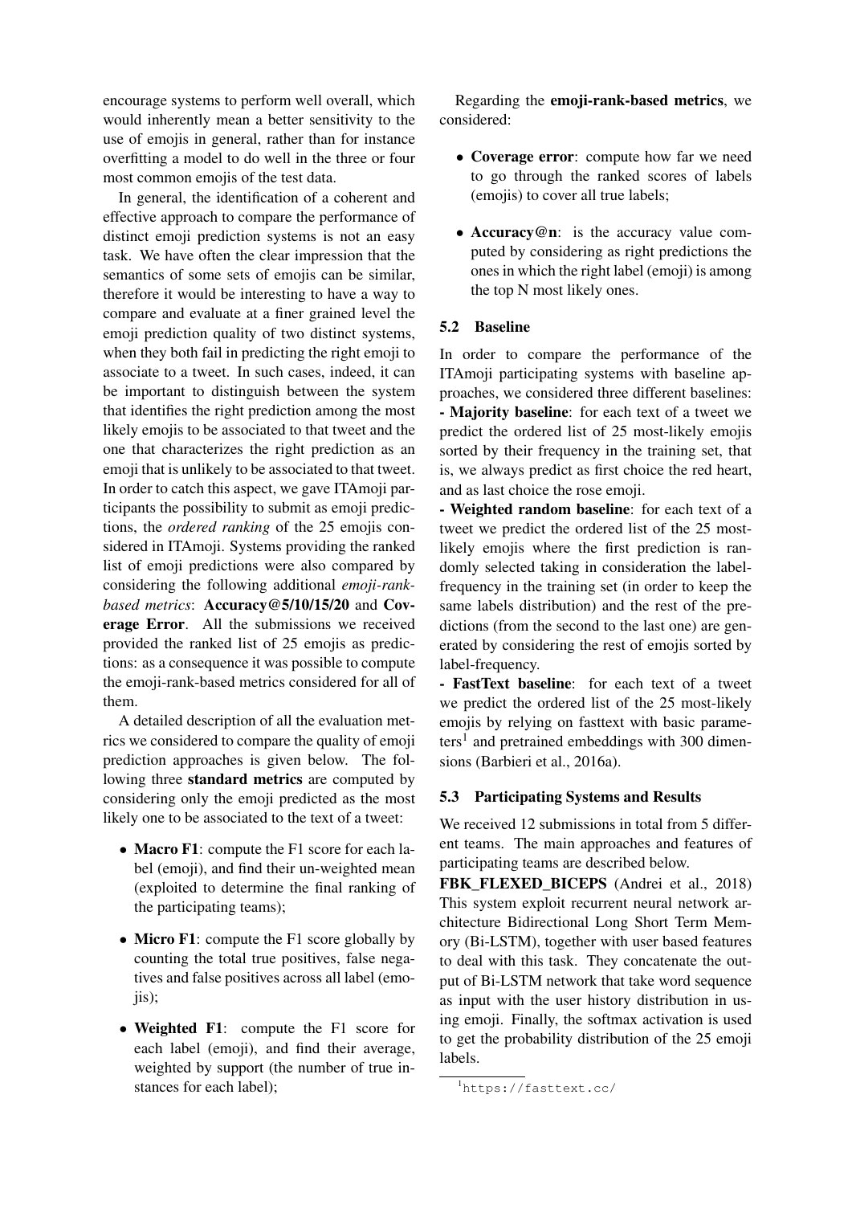encourage systems to perform well overall, which would inherently mean a better sensitivity to the use of emojis in general, rather than for instance overfitting a model to do well in the three or four most common emojis of the test data.

In general, the identification of a coherent and effective approach to compare the performance of distinct emoji prediction systems is not an easy task. We have often the clear impression that the semantics of some sets of emojis can be similar, therefore it would be interesting to have a way to compare and evaluate at a finer grained level the emoji prediction quality of two distinct systems, when they both fail in predicting the right emoji to associate to a tweet. In such cases, indeed, it can be important to distinguish between the system that identifies the right prediction among the most likely emojis to be associated to that tweet and the one that characterizes the right prediction as an emoji that is unlikely to be associated to that tweet. In order to catch this aspect, we gave ITAmoji participants the possibility to submit as emoji predictions, the *ordered ranking* of the 25 emojis considered in ITAmoji. Systems providing the ranked list of emoji predictions were also compared by considering the following additional *emoji-rank-based metrics*: **Accuracy@5/10/15/20** and **Coverage Error**. All the submissions we received provided the ranked list of 25 emojis as predictions: as a consequence it was possible to compute the emoji-rank-based metrics considered for all of them.

A detailed description of all the evaluation metrics we considered to compare the quality of emoji prediction approaches is given below. The following three **standard metrics** are computed by considering only the emoji predicted as the most likely one to be associated to the text of a tweet:

- **Macro F1**: compute the F1 score for each label (emoji), and find their un-weighted mean (exploited to determine the final ranking of the participating teams);
- **Micro F1**: compute the F1 score globally by counting the total true positives, false negatives and false positives across all label (emojis);
- **Weighted F1**: compute the F1 score for each label (emoji), and find their average, weighted by support (the number of true instances for each label);

Regarding the **emoji-rank-based metrics**, we considered:

- **Coverage error**: compute how far we need to go through the ranked scores of labels (emojis) to cover all true labels;
- **Accuracy@n**: is the accuracy value computed by considering as right predictions the ones in which the right label (emoji) is among the top N most likely ones.

### 5.2 Baseline

In order to compare the performance of the ITAmoji participating systems with baseline approaches, we considered three different baselines:

**- Majority baseline**: for each text of a tweet we predict the ordered list of 25 most-likely emojis sorted by their frequency in the training set, that is, we always predict as first choice the red heart, and as last choice the rose emoji.

**- Weighted random baseline**: for each text of a tweet we predict the ordered list of the 25 most-likely emojis where the first prediction is randomly selected taking in consideration the label-frequency in the training set (in order to keep the same labels distribution) and the rest of the predictions (from the second to the last one) are generated by considering the rest of emojis sorted by label-frequency.

**- FastText baseline**: for each text of a tweet we predict the ordered list of the 25 most-likely emojis by relying on fasttext with basic parameters[1] and pretrained embeddings with 300 dimensions (Barbieri et al., 2016a).

### 5.3 Participating Systems and Results

We received 12 submissions in total from 5 different teams. The main approaches and features of participating teams are described below.

**FBK_FLEXED_BICEPS** (Andrei et al., 2018) This system exploit recurrent neural network architecture Bidirectional Long Short Term Memory (Bi-LSTM), together with user based features to deal with this task. They concatenate the output of Bi-LSTM network that take word sequence as input with the user history distribution in using emoji. Finally, the softmax activation is used to get the probability distribution of the 25 emoji labels.

[1] https://fasttext.cc/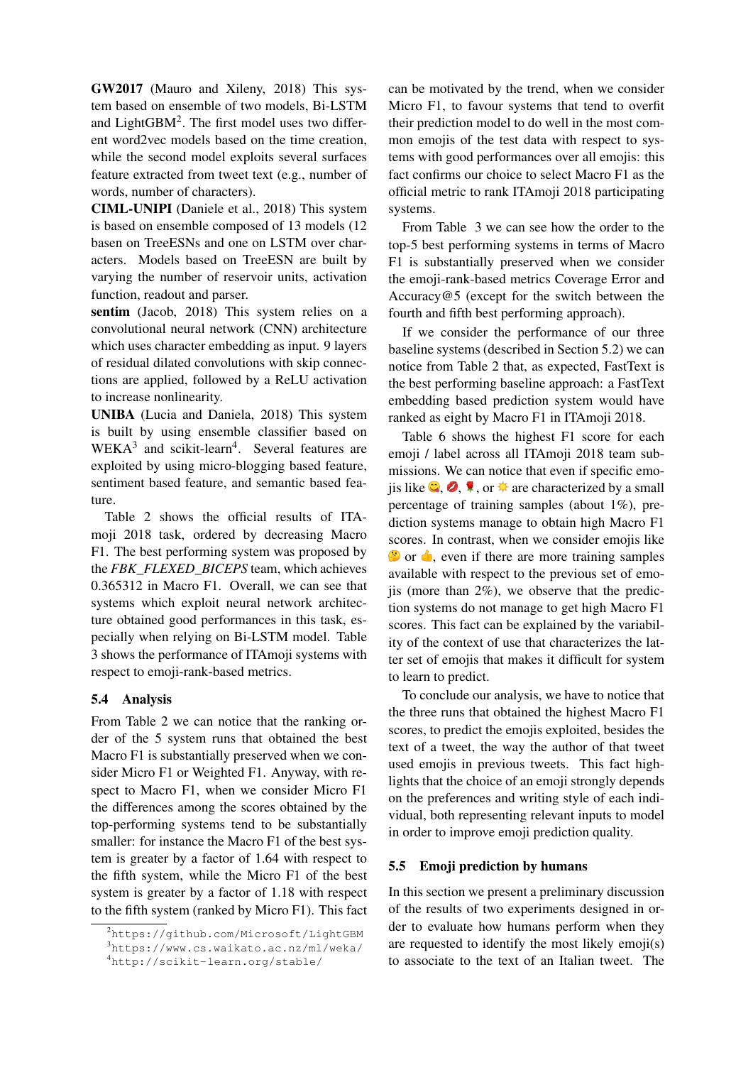**GW2017** (Mauro and Xileny, 2018) This system based on ensemble of two models, Bi-LSTM and LightGBM[2]. The first model uses two different word2vec models based on the time creation, while the second model exploits several surfaces feature extracted from tweet text (e.g., number of words, number of characters).

**CIML-UNIPI** (Daniele et al., 2018) This system is based on ensemble composed of 13 models (12 basen on TreeESNs and one on LSTM over characters. Models based on TreeESN are built by varying the number of reservoir units, activation function, readout and parser.

**sentim** (Jacob, 2018) This system relies on a convolutional neural network (CNN) architecture which uses character embedding as input. 9 layers of residual dilated convolutions with skip connections are applied, followed by a ReLU activation to increase nonlinearity.

**UNIBA** (Lucia and Daniela, 2018) This system is built by using ensemble classifier based on WEKA[3] and scikit-learn[4]. Several features are exploited by using micro-blogging based feature, sentiment based feature, and semantic based feature.

Table 2 shows the official results of ITAmoji 2018 task, ordered by decreasing Macro F1. The best performing system was proposed by the *FBK_FLEXED_BICEPS* team, which achieves 0.365312 in Macro F1. Overall, we can see that systems which exploit neural network architecture obtained good performances in this task, especially when relying on Bi-LSTM model. Table 3 shows the performance of ITAmoji systems with respect to emoji-rank-based metrics.

## 5.4 Analysis

From Table 2 we can notice that the ranking order of the 5 system runs that obtained the best Macro F1 is substantially preserved when we consider Micro F1 or Weighted F1. Anyway, with respect to Macro F1, when we consider Micro F1 the differences among the scores obtained by the top-performing systems tend to be substantially smaller: for instance the Macro F1 of the best system is greater by a factor of 1.64 with respect the fifth system, while the Micro F1 of the best system is greater by a factor of 1.18 with respect to the fifth system (ranked by Micro F1). This fact can be motivated by the trend, when we consider Micro F1, to favour systems that tend to overfit their prediction model to do well in the most common emojis of the test data with respect to systems with good performances over all emojis: this fact confirms our choice to select Macro F1 as the official metric to rank ITAmoji 2018 participating systems.

From Table 3 we can see how the order to the top-5 best performing systems in terms of Macro F1 is substantially preserved when we consider the emoji-rank-based metrics Coverage Error and Accuracy@5 (except for the switch between the fourth and fifth best performing approach).

If we consider the performance of our three baseline systems (described in Section 5.2) we can notice from Table 2 that, as expected, FastText is the best performing baseline approach: a FastText embedding based prediction system would have ranked as eight by Macro F1 in ITAmoji 2018.

Table 6 shows the highest F1 score for each emoji / label across all ITAmoji 2018 team submissions. We can notice that even if specific emojis like 😋, 💋, 🌹, or 🌟 are characterized by a small percentage of training samples (about 1%), prediction systems manage to obtain high Macro F1 scores. In contrast, when we consider emojis like 🤔 or 👍, even if there are more training samples available with respect to the previous set of emojis (more than 2%), we observe that the prediction systems do not manage to get high Macro F1 scores. This fact can be explained by the variability of the context of use that characterizes the latter set of emojis that makes it difficult for system to learn to predict.

To conclude our analysis, we have to notice that the three runs that obtained the highest Macro F1 scores, to predict the emojis exploited, besides the text of a tweet, the way the author of that tweet used emojis in previous tweets. This fact highlights that the choice of an emoji strongly depends on the preferences and writing style of each individual, both representing relevant inputs to model in order to improve emoji prediction quality.

## 5.5 Emoji prediction by humans

In this section we present a preliminary discussion of the results of two experiments designed in order to evaluate how humans perform when they are requested to identify the most likely emoji(s) to associate to the text of an Italian tweet. The

[2] https://github.com/Microsoft/LightGBM

[3] https://www.cs.waikato.ac.nz/ml/weka/

[4] http://scikit-learn.org/stable/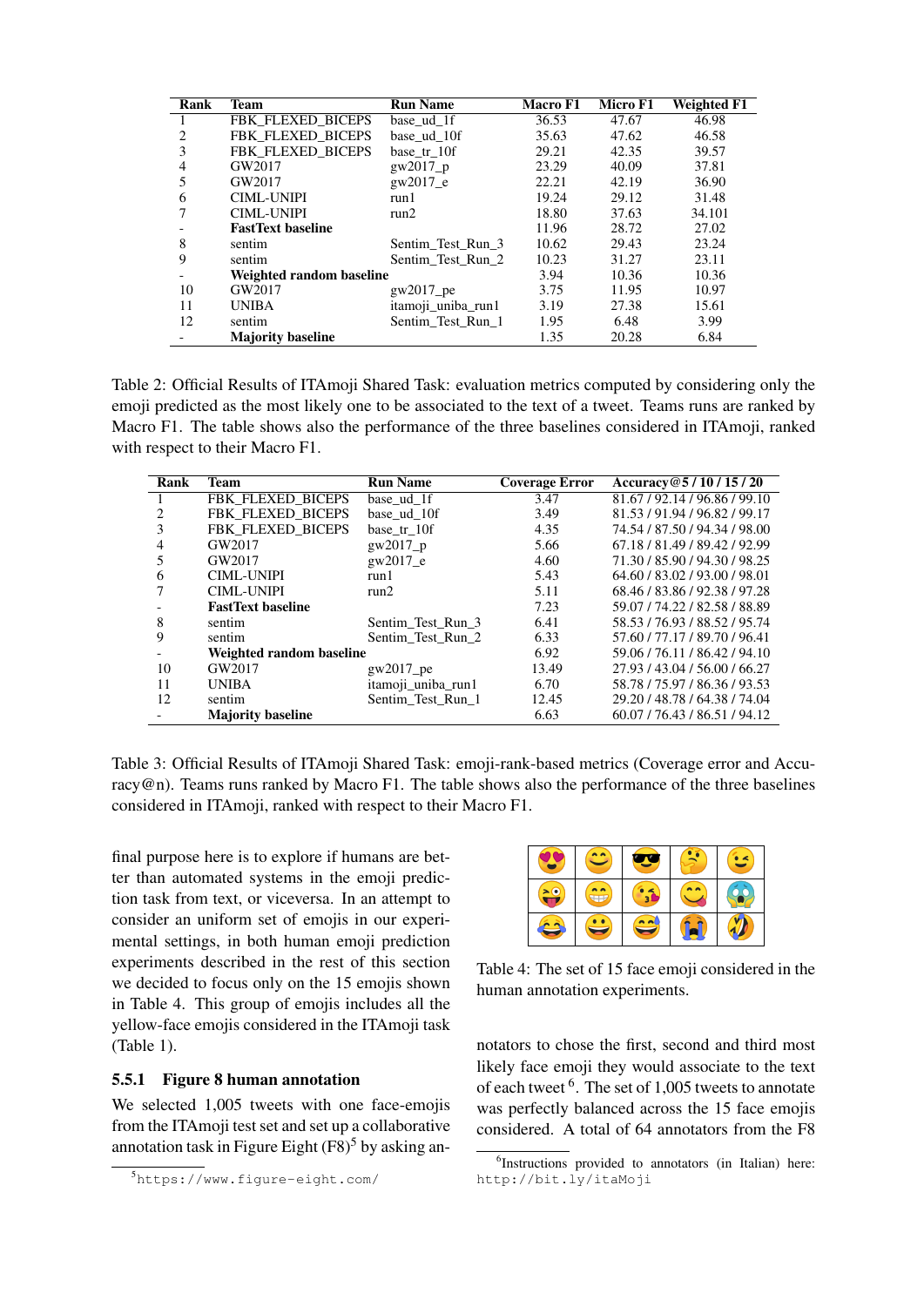| Rank | Team | Run Name | Macro F1 | Micro F1 | Weighted F1 |
|---|---|---|---|---|---|
| 1 | FBK_FLEXED_BICEPS | base_ud_1f | 36.53 | 47.67 | 46.98 |
| 2 | FBK_FLEXED_BICEPS | base_ud_10f | 35.63 | 47.62 | 46.58 |
| 3 | FBK_FLEXED_BICEPS | base_tr_10f | 29.21 | 42.35 | 39.57 |
| 4 | GW2017 | gw2017_p | 23.29 | 40.09 | 37.81 |
| 5 | GW2017 | gw2017_e | 22.21 | 42.19 | 36.90 |
| 6 | CIML-UNIPI | run1 | 19.24 | 29.12 | 31.48 |
| 7 | CIML-UNIPI | run2 | 18.80 | 37.63 | 34.101 |
| - | **FastText baseline** | | 11.96 | 28.72 | 27.02 |
| 8 | sentim | Sentim_Test_Run_3 | 10.62 | 29.43 | 23.24 |
| 9 | sentim | Sentim_Test_Run_2 | 10.23 | 31.27 | 23.11 |
| - | **Weighted random baseline** | | 3.94 | 10.36 | 10.36 |
| 10 | GW2017 | gw2017_pe | 3.75 | 11.95 | 10.97 |
| 11 | UNIBA | itamoji_uniba_run1 | 3.19 | 27.38 | 15.61 |
| 12 | sentim | Sentim_Test_Run_1 | 1.95 | 6.48 | 3.99 |
| - | **Majority baseline** | | 1.35 | 20.28 | 6.84 |

Table 2: Official Results of ITAmoji Shared Task: evaluation metrics computed by considering only the emoji predicted as the most likely one to be associated to the text of a tweet. Teams runs are ranked by Macro F1. The table shows also the performance of the three baselines considered in ITAmoji, ranked with respect to their Macro F1.

| Rank | Team | Run Name | Coverage Error | Accuracy@5 / 10 / 15 / 20 |
|---|---|---|---|---|
| 1 | FBK_FLEXED_BICEPS | base_ud_1f | 3.47 | 81.67 / 92.14 / 96.86 / 99.10 |
| 2 | FBK_FLEXED_BICEPS | base_ud_10f | 3.49 | 81.53 / 91.94 / 96.82 / 99.17 |
| 3 | FBK_FLEXED_BICEPS | base_tr_10f | 4.35 | 74.54 / 87.50 / 94.34 / 98.00 |
| 4 | GW2017 | gw2017_p | 5.66 | 67.18 / 81.49 / 89.42 / 92.99 |
| 5 | GW2017 | gw2017_e | 4.60 | 71.30 / 85.90 / 94.30 / 98.25 |
| 6 | CIML-UNIPI | run1 | 5.43 | 64.60 / 83.02 / 93.00 / 98.01 |
| 7 | CIML-UNIPI | run2 | 5.11 | 68.46 / 83.86 / 92.38 / 97.28 |
| - | **FastText baseline** | | 7.23 | 59.07 / 74.22 / 82.58 / 88.89 |
| 8 | sentim | Sentim_Test_Run_3 | 6.41 | 58.53 / 76.93 / 88.52 / 95.74 |
| 9 | sentim | Sentim_Test_Run_2 | 6.33 | 57.60 / 77.17 / 89.70 / 96.41 |
| - | **Weighted random baseline** | | 6.92 | 59.06 / 76.11 / 86.42 / 94.10 |
| 10 | GW2017 | gw2017_pe | 13.49 | 27.93 / 43.04 / 56.00 / 66.27 |
| 11 | UNIBA | itamoji_uniba_run1 | 6.70 | 58.78 / 75.97 / 86.36 / 93.53 |
| 12 | sentim | Sentim_Test_Run_1 | 12.45 | 29.20 / 48.78 / 64.38 / 74.04 |
| - | **Majority baseline** | | 6.63 | 60.07 / 76.43 / 86.51 / 94.12 |

Table 3: Official Results of ITAmoji Shared Task: emoji-rank-based metrics (Coverage error and Accuracy@n). Teams runs ranked by Macro F1. The table shows also the performance of the three baselines considered in ITAmoji, ranked with respect to their Macro F1.

final purpose here is to explore if humans are better than automated systems in the emoji prediction task from text, or viceversa. In an attempt to consider an uniform set of emojis in our experimental settings, in both human emoji prediction experiments described in the rest of this section we decided to focus only on the 15 emojis shown in Table 4. This group of emojis includes all the yellow-face emojis considered in the ITAmoji task (Table 1).

| | | | | |
|---|---|---|---|---|
| 😍 | 😊 | 😎 | 🤔 | 😉 |
| 😜 | 😁 | 😘 | 😋 | 😱 |
| 😂 | 😀 | 😅 | 😭 | 🤣 |

Table 4: The set of 15 face emoji considered in the human annotation experiments.

### 5.5.1 Figure 8 human annotation

We selected 1,005 tweets with one face-emojis from the ITAmoji test set and set up a collaborative annotation task in Figure Eight (F8)[5] by asking annotators to chose the first, second and third most likely face emoji they would associate to the text of each tweet [6]. The set of 1,005 tweets to annotate was perfectly balanced across the 15 face emojis considered. A total of 64 annotators from the F8

[5] https://www.figure-eight.com/

[6] Instructions provided to annotators (in Italian) here: http://bit.ly/itaMoji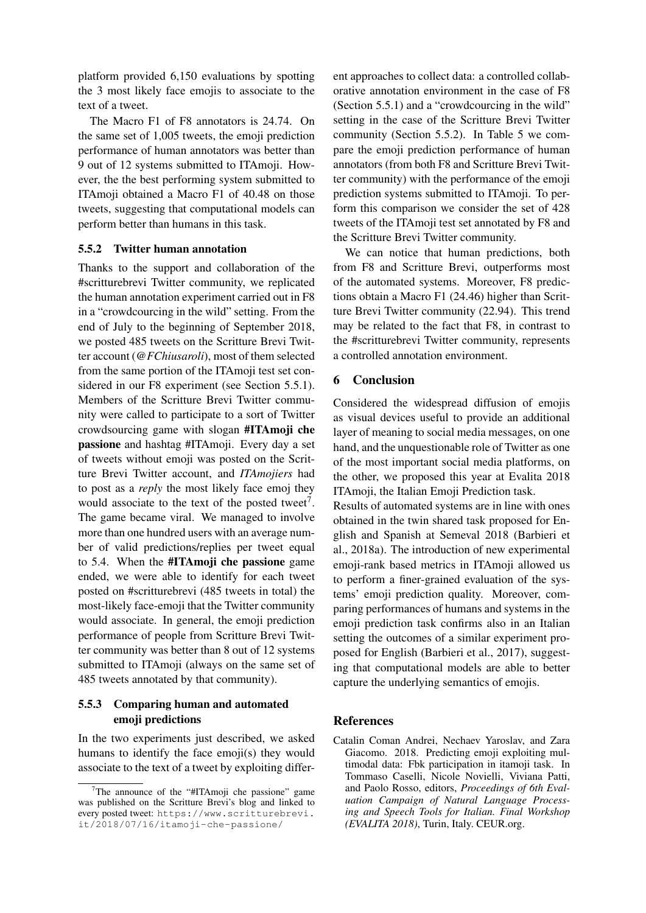platform provided 6,150 evaluations by spotting the 3 most likely face emojis to associate to the text of a tweet.

The Macro F1 of F8 annotators is 24.74. On the same set of 1,005 tweets, the emoji prediction performance of human annotators was better than 9 out of 12 systems submitted to ITAmoji. However, the the best performing system submitted to ITAmoji obtained a Macro F1 of 40.48 on those tweets, suggesting that computational models can perform better than humans in this task.

### 5.5.2 Twitter human annotation

Thanks to the support and collaboration of the #scritturebrevi Twitter community, we replicated the human annotation experiment carried out in F8 in a "crowdcourcing in the wild" setting. From the end of July to the beginning of September 2018, we posted 485 tweets on the Scritture Brevi Twitter account (*@FChiusaroli*), most of them selected from the same portion of the ITAmoji test set considered in our F8 experiment (see Section 5.5.1). Members of the Scritture Brevi Twitter community were called to participate to a sort of Twitter crowdsourcing game with slogan **#ITAmoji che passione** and hashtag #ITAmoji. Every day a set of tweets without emoji was posted on the Scritture Brevi Twitter account, and *ITAmojiers* had to post as a *reply* the most likely face emoj they would associate to the text of the posted tweet[7]. The game became viral. We managed to involve more than one hundred users with an average number of valid predictions/replies per tweet equal to 5.4. When the **#ITAmoji che passione** game ended, we were able to identify for each tweet posted on #scritturebrevi (485 tweets in total) the most-likely face-emoji that the Twitter community would associate. In general, the emoji prediction performance of people from Scritture Brevi Twitter community was better than 8 out of 12 systems submitted to ITAmoji (always on the same set of 485 tweets annotated by that community).

### 5.5.3 Comparing human and automated emoji predictions

In the two experiments just described, we asked humans to identify the face emoji(s) they would associate to the text of a tweet by exploiting different approaches to collect data: a controlled collaborative annotation environment in the case of F8 (Section 5.5.1) and a "crowdcourcing in the wild" setting in the case of the Scritture Brevi Twitter community (Section 5.5.2). In Table 5 we compare the emoji prediction performance of human annotators (from both F8 and Scritture Brevi Twitter community) with the performance of the emoji prediction systems submitted to ITAmoji. To perform this comparison we consider the set of 428 tweets of the ITAmoji test set annotated by F8 and the Scritture Brevi Twitter community.

We can notice that human predictions, both from F8 and Scritture Brevi, outperforms most of the automated systems. Moreover, F8 predictions obtain a Macro F1 (24.46) higher than Scritture Brevi Twitter community (22.94). This trend may be related to the fact that F8, in contrast to the #scritturebrevi Twitter community, represents a controlled annotation environment.

## 6 Conclusion

Considered the widespread diffusion of emojis as visual devices useful to provide an additional layer of meaning to social media messages, on one hand, and the unquestionable role of Twitter as one of the most important social media platforms, on the other, we proposed this year at Evalita 2018 ITAmoji, the Italian Emoji Prediction task.

Results of automated systems are in line with ones obtained in the twin shared task proposed for English and Spanish at Semeval 2018 (Barbieri et al., 2018a). The introduction of new experimental emoji-rank based metrics in ITAmoji allowed us to perform a finer-grained evaluation of the systems' emoji prediction quality. Moreover, comparing performances of humans and systems in the emoji prediction task confirms also in an Italian setting the outcomes of a similar experiment proposed for English (Barbieri et al., 2017), suggesting that computational models are able to better capture the underlying semantics of emojis.

## References

Catalin Coman Andrei, Nechaev Yaroslav, and Zara Giacomo. 2018. Predicting emoji exploiting multimodal data: Fbk participation in itamoji task. In Tommaso Caselli, Nicole Novielli, Viviana Patti, and Paolo Rosso, editors, *Proceedings of 6th Evaluation Campaign of Natural Language Processing and Speech Tools for Italian. Final Workshop (EVALITA 2018)*, Turin, Italy. CEUR.org.

[7] The announce of the "#ITAmoji che passione" game was published on the Scritture Brevi's blog and linked to every posted tweet: https://www.scritturebrevi.it/2018/07/16/itamoji-che-passione/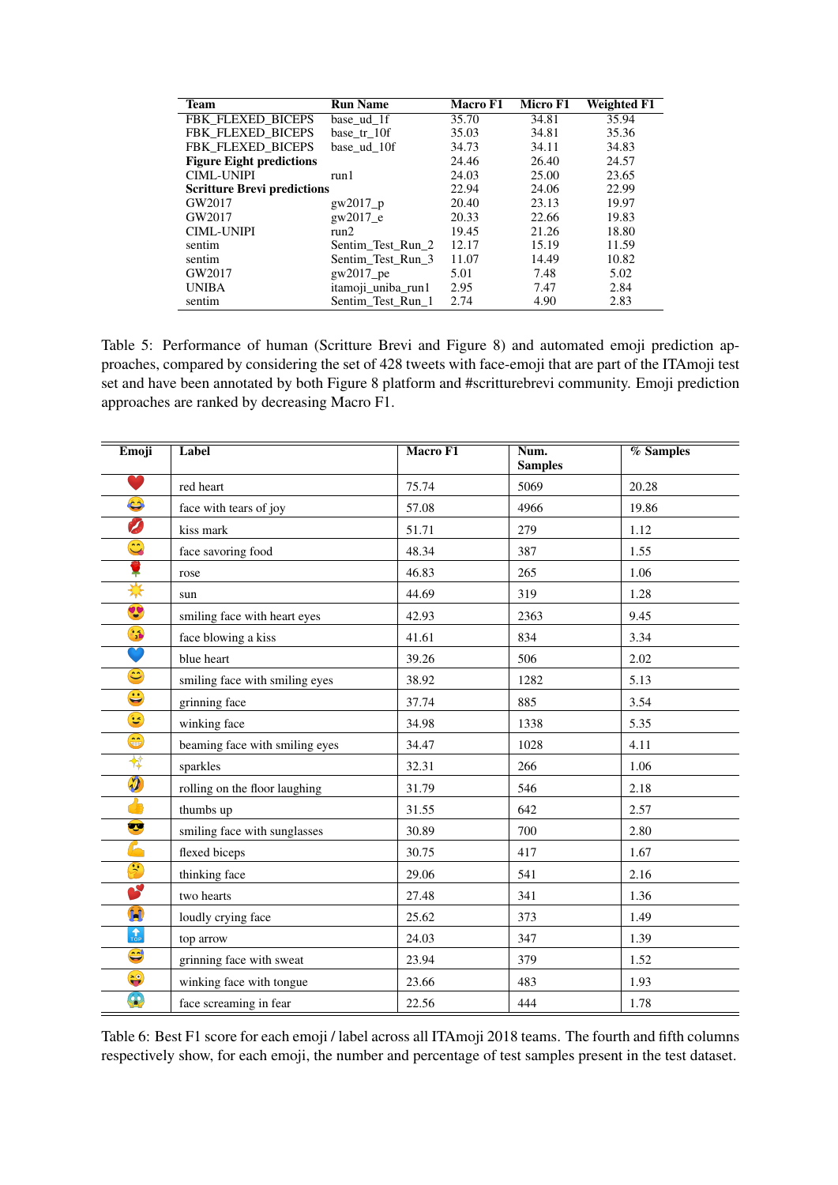| Team | Run Name | Macro F1 | Micro F1 | Weighted F1 |
|---|---|---|---|---|
| FBK_FLEXED_BICEPS | base_ud_1f | 35.70 | 34.81 | 35.94 |
| FBK_FLEXED_BICEPS | base_tr_10f | 35.03 | 34.81 | 35.36 |
| FBK_FLEXED_BICEPS | base_ud_10f | 34.73 | 34.11 | 34.83 |
| **Figure Eight predictions** | | 24.46 | 26.40 | 24.57 |
| CIML-UNIPI | run1 | 24.03 | 25.00 | 23.65 |
| **Scritture Brevi predictions** | | 22.94 | 24.06 | 22.99 |
| GW2017 | gw2017_p | 20.40 | 23.13 | 19.97 |
| GW2017 | gw2017_e | 20.33 | 22.66 | 19.83 |
| CIML-UNIPI | run2 | 19.45 | 21.26 | 18.80 |
| sentim | Sentim_Test_Run_2 | 12.17 | 15.19 | 11.59 |
| sentim | Sentim_Test_Run_3 | 11.07 | 14.49 | 10.82 |
| GW2017 | gw2017_pe | 5.01 | 7.48 | 5.02 |
| UNIBA | itamoji_uniba_run1 | 2.95 | 7.47 | 2.84 |
| sentim | Sentim_Test_Run_1 | 2.74 | 4.90 | 2.83 |

Table 5: Performance of human (Scritture Brevi and Figure 8) and automated emoji prediction approaches, compared by considering the set of 428 tweets with face-emoji that are part of the ITAmoji test set and have been annotated by both Figure 8 platform and #scritturebrevi community. Emoji prediction approaches are ranked by decreasing Macro F1.

| Emoji | Label | Macro F1 | Num. Samples | % Samples |
|---|---|---|---|---|
| ❤️ | red heart | 75.74 | 5069 | 20.28 |
| 😂 | face with tears of joy | 57.08 | 4966 | 19.86 |
| 💋 | kiss mark | 51.71 | 279 | 1.12 |
| 😋 | face savoring food | 48.34 | 387 | 1.55 |
| 🌹 | rose | 46.83 | 265 | 1.06 |
| ☀️ | sun | 44.69 | 319 | 1.28 |
| 😍 | smiling face with heart eyes | 42.93 | 2363 | 9.45 |
| 😘 | face blowing a kiss | 41.61 | 834 | 3.34 |
| 💙 | blue heart | 39.26 | 506 | 2.02 |
| 😊 | smiling face with smiling eyes | 38.92 | 1282 | 5.13 |
| 😀 | grinning face | 37.74 | 885 | 3.54 |
| 😉 | winking face | 34.98 | 1338 | 5.35 |
| 😁 | beaming face with smiling eyes | 34.47 | 1028 | 4.11 |
| ✨ | sparkles | 32.31 | 266 | 1.06 |
| 🤣 | rolling on the floor laughing | 31.79 | 546 | 2.18 |
| 👍 | thumbs up | 31.55 | 642 | 2.57 |
| 😎 | smiling face with sunglasses | 30.89 | 700 | 2.80 |
| 💪 | flexed biceps | 30.75 | 417 | 1.67 |
| 🤔 | thinking face | 29.06 | 541 | 2.16 |
| 💕 | two hearts | 27.48 | 341 | 1.36 |
| 😭 | loudly crying face | 25.62 | 373 | 1.49 |
| 🔝 | top arrow | 24.03 | 347 | 1.39 |
| 😅 | grinning face with sweat | 23.94 | 379 | 1.52 |
| 😜 | winking face with tongue | 23.66 | 483 | 1.93 |
| 😱 | face screaming in fear | 22.56 | 444 | 1.78 |

Table 6: Best F1 score for each emoji / label across all ITAmoji 2018 teams. The fourth and fifth columns respectively show, for each emoji, the number and percentage of test samples present in the test dataset.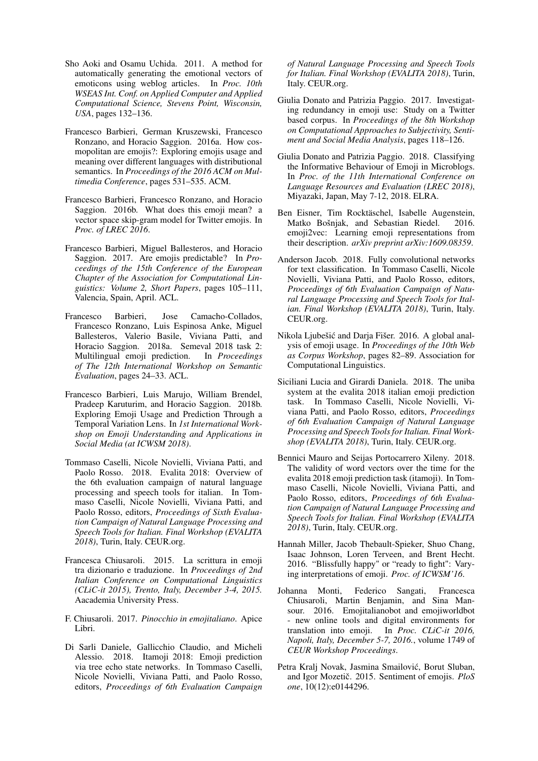Sho Aoki and Osamu Uchida. 2011. A method for automatically generating the emotional vectors of emoticons using weblog articles. In *Proc. 10th WSEAS Int. Conf. on Applied Computer and Applied Computational Science, Stevens Point, Wisconsin, USA*, pages 132–136.

Francesco Barbieri, German Kruszewski, Francesco Ronzano, and Horacio Saggion. 2016a. How cosmopolitan are emojis?: Exploring emojis usage and meaning over different languages with distributional semantics. In *Proceedings of the 2016 ACM on Multimedia Conference*, pages 531–535. ACM.

Francesco Barbieri, Francesco Ronzano, and Horacio Saggion. 2016b. What does this emoji mean? a vector space skip-gram model for Twitter emojis. In *Proc. of LREC 2016*.

Francesco Barbieri, Miguel Ballesteros, and Horacio Saggion. 2017. Are emojis predictable? In *Proceedings of the 15th Conference of the European Chapter of the Association for Computational Linguistics: Volume 2, Short Papers*, pages 105–111, Valencia, Spain, April. ACL.

Francesco Barbieri, Jose Camacho-Collados, Francesco Ronzano, Luis Espinosa Anke, Miguel Ballesteros, Valerio Basile, Viviana Patti, and Horacio Saggion. 2018a. Semeval 2018 task 2: Multilingual emoji prediction. In *Proceedings of The 12th International Workshop on Semantic Evaluation*, pages 24–33. ACL.

Francesco Barbieri, Luis Marujo, William Brendel, Pradeep Karuturim, and Horacio Saggion. 2018b. Exploring Emoji Usage and Prediction Through a Temporal Variation Lens. In *1st International Workshop on Emoji Understanding and Applications in Social Media (at ICWSM 2018)*.

Tommaso Caselli, Nicole Novielli, Viviana Patti, and Paolo Rosso. 2018. Evalita 2018: Overview of the 6th evaluation campaign of natural language processing and speech tools for italian. In Tommaso Caselli, Nicole Novielli, Viviana Patti, and Paolo Rosso, editors, *Proceedings of Sixth Evaluation Campaign of Natural Language Processing and Speech Tools for Italian. Final Workshop (EVALITA 2018)*, Turin, Italy. CEUR.org.

Francesca Chiusaroli. 2015. La scrittura in emoji tra dizionario e traduzione. In *Proceedings of 2nd Italian Conference on Computational Linguistics (CLiC-it 2015), Trento, Italy, December 3-4, 2015.* Aacademia University Press.

F. Chiusaroli. 2017. *Pinocchio in emojitaliano*. Apice Libri.

Di Sarli Daniele, Gallicchio Claudio, and Micheli Alessio. 2018. Itamoji 2018: Emoji prediction via tree echo state networks. In Tommaso Caselli, Nicole Novielli, Viviana Patti, and Paolo Rosso, editors, *Proceedings of 6th Evaluation Campaign of Natural Language Processing and Speech Tools for Italian. Final Workshop (EVALITA 2018)*, Turin, Italy. CEUR.org.

Giulia Donato and Patrizia Paggio. 2017. Investigating redundancy in emoji use: Study on a Twitter based corpus. In *Proceedings of the 8th Workshop on Computational Approaches to Subjectivity, Sentiment and Social Media Analysis*, pages 118–126.

Giulia Donato and Patrizia Paggio. 2018. Classifying the Informative Behaviour of Emoji in Microblogs. In *Proc. of the 11th International Conference on Language Resources and Evaluation (LREC 2018)*, Miyazaki, Japan, May 7-12, 2018. ELRA.

Ben Eisner, Tim Rocktäschel, Isabelle Augenstein, Matko Bošnjak, and Sebastian Riedel. 2016. emoji2vec: Learning emoji representations from their description. *arXiv preprint arXiv:1609.08359*.

Anderson Jacob. 2018. Fully convolutional networks for text classification. In Tommaso Caselli, Nicole Novielli, Viviana Patti, and Paolo Rosso, editors, *Proceedings of 6th Evaluation Campaign of Natural Language Processing and Speech Tools for Italian. Final Workshop (EVALITA 2018)*, Turin, Italy. CEUR.org.

Nikola Ljubešić and Darja Fišer. 2016. A global analysis of emoji usage. In *Proceedings of the 10th Web as Corpus Workshop*, pages 82–89. Association for Computational Linguistics.

Siciliani Lucia and Girardi Daniela. 2018. The uniba system at the evalita 2018 italian emoji prediction task. In Tommaso Caselli, Nicole Novielli, Viviana Patti, and Paolo Rosso, editors, *Proceedings of 6th Evaluation Campaign of Natural Language Processing and Speech Tools for Italian. Final Workshop (EVALITA 2018)*, Turin, Italy. CEUR.org.

Bennici Mauro and Seijas Portocarrero Xileny. 2018. The validity of word vectors over the time for the evalita 2018 emoji prediction task (itamoji). In Tommaso Caselli, Nicole Novielli, Viviana Patti, and Paolo Rosso, editors, *Proceedings of 6th Evaluation Campaign of Natural Language Processing and Speech Tools for Italian. Final Workshop (EVALITA 2018)*, Turin, Italy. CEUR.org.

Hannah Miller, Jacob Thebault-Spieker, Shuo Chang, Isaac Johnson, Loren Terveen, and Brent Hecht. 2016. "Blissfully happy" or "ready to fight": Varying interpretations of emoji. *Proc. of ICWSM'16*.

Johanna Monti, Federico Sangati, Francesca Chiusaroli, Martin Benjamin, and Sina Mansour. 2016. Emojitalianobot and emojiworldbot - new online tools and digital environments for translation into emoji. In *Proc. CLiC-it 2016, Napoli, Italy, December 5-7, 2016.*, volume 1749 of *CEUR Workshop Proceedings*.

Petra Kralj Novak, Jasmina Smailović, Borut Sluban, and Igor Mozetič. 2015. Sentiment of emojis. *PloS one*, 10(12):e0144296.